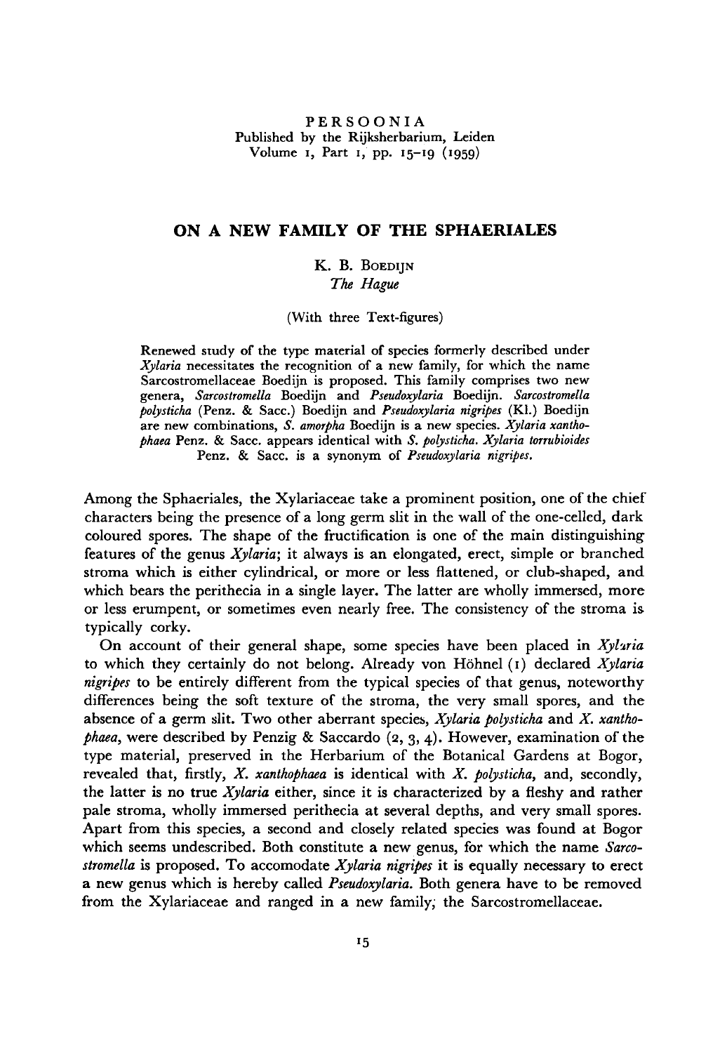PERSOONIA
Published by the Rijksherbarium, Leiden
Volume 1, Part 1, pp. 15–19 (1959)

# ON A NEW FAMILY OF THE SPHAERIALES

K. B. Boedijn
*The Hague*

(With three Text-figures)

Renewed study of the type material of species formerly described under *Xylaria* necessitates the recognition of a new family, for which the name Sarcostromellaceae Boedijn is proposed. This family comprises two new genera, *Sarcostromella* Boedijn and *Pseudoxylaria* Boedijn. *Sarcostromella polysticha* (Penz. & Sacc.) Boedijn and *Pseudoxylaria nigripes* (Kl.) Boedijn are new combinations, *S. amorpha* Boedijn is a new species. *Xylaria xanthophaea* Penz. & Sacc. appears identical with *S. polysticha*. *Xylaria torrubioides* Penz. & Sacc. is a synonym of *Pseudoxylaria nigripes*.

Among the Sphaeriales, the Xylariaceae take a prominent position, one of the chief characters being the presence of a long germ slit in the wall of the one-celled, dark coloured spores. The shape of the fructification is one of the main distinguishing features of the genus *Xylaria*; it always is an elongated, erect, simple or branched stroma which is either cylindrical, or more or less flattened, or club-shaped, and which bears the perithecia in a single layer. The latter are wholly immersed, more or less erumpent, or sometimes even nearly free. The consistency of the stroma is typically corky.

On account of their general shape, some species have been placed in *Xylaria* to which they certainly do not belong. Already von Höhnel (1) declared *Xylaria nigripes* to be entirely different from the typical species of that genus, noteworthy differences being the soft texture of the stroma, the very small spores, and the absence of a germ slit. Two other aberrant species, *Xylaria polysticha* and *X. xanthophaea*, were described by Penzig & Saccardo (2, 3, 4). However, examination of the type material, preserved in the Herbarium of the Botanical Gardens at Bogor, revealed that, firstly, *X. xanthophaea* is identical with *X. polysticha*, and, secondly, the latter is no true *Xylaria* either, since it is characterized by a fleshy and rather pale stroma, wholly immersed perithecia at several depths, and very small spores. Apart from this species, a second and closely related species was found at Bogor which seems undescribed. Both constitute a new genus, for which the name *Sarcostromella* is proposed. To accomodate *Xylaria nigripes* it is equally necessary to erect a new genus which is hereby called *Pseudoxylaria*. Both genera have to be removed from the Xylariaceae and ranged in a new family, the Sarcostromellaceae.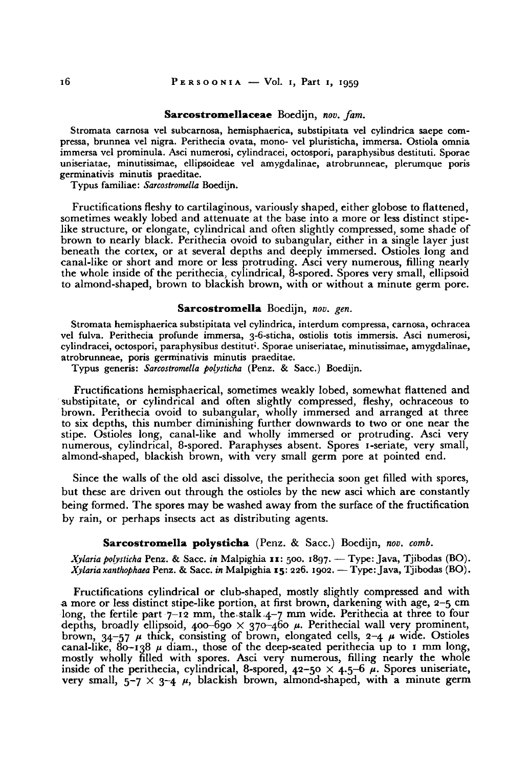## **Sarcostromellaceae** Boedijn, *nov. fam.*

Stromata carnosa vel subcarnosa, hemisphaerica, substipitata vel cylindrica saepe compressa, brunnea vel nigra. Perithecia ovata, mono- vel pluristicha, immersa. Ostiola omnia immersa vel prominula. Asci numerosi, cylindracei, octospori, paraphysibus destituti. Sporae uniseriatae, minutissimae, ellipsoideae vel amygdalinae, atrobrunneae, plerumque poris germinativis minutis praeditae.

Typus familiae: *Sarcostromella* Boedijn.

Fructifications fleshy to cartilaginous, variously shaped, either globose to flattened, sometimes weakly lobed and attenuate at the base into a more or less distinct stipe-like structure, or elongate, cylindrical and often slightly compressed, some shade of brown to nearly black. Perithecia ovoid to subangular, either in a single layer just beneath the cortex, or at several depths and deeply immersed. Ostioles long and canal-like or short and more or less protruding. Asci very numerous, filling nearly the whole inside of the perithecia, cylindrical, 8-spored. Spores very small, ellipsoid to almond-shaped, brown to blackish brown, with or without a minute germ pore.

## **Sarcostromella** Boedijn, *nov. gen.*

Stromata hemisphaerica substipitata vel cylindrica, interdum compressa, carnosa, ochracea vel fulva. Perithecia profunde immersa, 3-6-sticha, ostiolis totis immersis. Asci numerosi, cylindracei, octospori, paraphysibus destituti. Sporae uniseriatae, minutissimae, amygdalinae, atrobrunneae, poris germinativis minutis praeditae.

Typus generis: *Sarcostromella polysticha* (Penz. & Sacc.) Boedijn.

Fructifications hemisphaerical, sometimes weakly lobed, somewhat flattened and substipitate, or cylindrical and often slightly compressed, fleshy, ochraceous to brown. Perithecia ovoid to subangular, wholly immersed and arranged at three to six depths, this number diminishing further downwards to two or one near the stipe. Ostioles long, canal-like and wholly immersed or protruding. Asci very numerous, cylindrical, 8-spored. Paraphyses absent. Spores 1-seriate, very small, almond-shaped, blackish brown, with very small germ pore at pointed end.

Since the walls of the old asci dissolve, the perithecia soon get filled with spores, but these are driven out through the ostioles by the new asci which are constantly being formed. The spores may be washed away from the surface of the fructification by rain, or perhaps insects act as distributing agents.

### **Sarcostromella polysticha** (Penz. & Sacc.) Boedijn, *nov. comb.*

*Xylaria polysticha* Penz. & Sacc. *in* Malpighia **11**: 500. 1897. — Type: Java, Tjibodas (BO).
*Xylaria xanthophaea* Penz. & Sacc. *in* Malpighia **15**: 226. 1902. — Type: Java, Tjibodas (BO).

Fructifications cylindrical or club-shaped, mostly slightly compressed and with a more or less distinct stipe-like portion, at first brown, darkening with age, 2–5 cm long, the fertile part 7–12 mm, the stalk 4–7 mm wide. Perithecia at three to four depths, broadly ellipsoid, 400–690 × 370–460 μ. Perithecial wall very prominent, brown, 34–57 μ thick, consisting of brown, elongated cells, 2–4 μ wide. Ostioles canal-like, 80–138 μ diam., those of the deep-seated perithecia up to 1 mm long, mostly wholly filled with spores. Asci very numerous, filling nearly the whole inside of the perithecia, cylindrical, 8-spored, 42–50 × 4.5–6 μ. Spores uniseriate, very small, 5–7 × 3–4 μ, blackish brown, almond-shaped, with a minute germ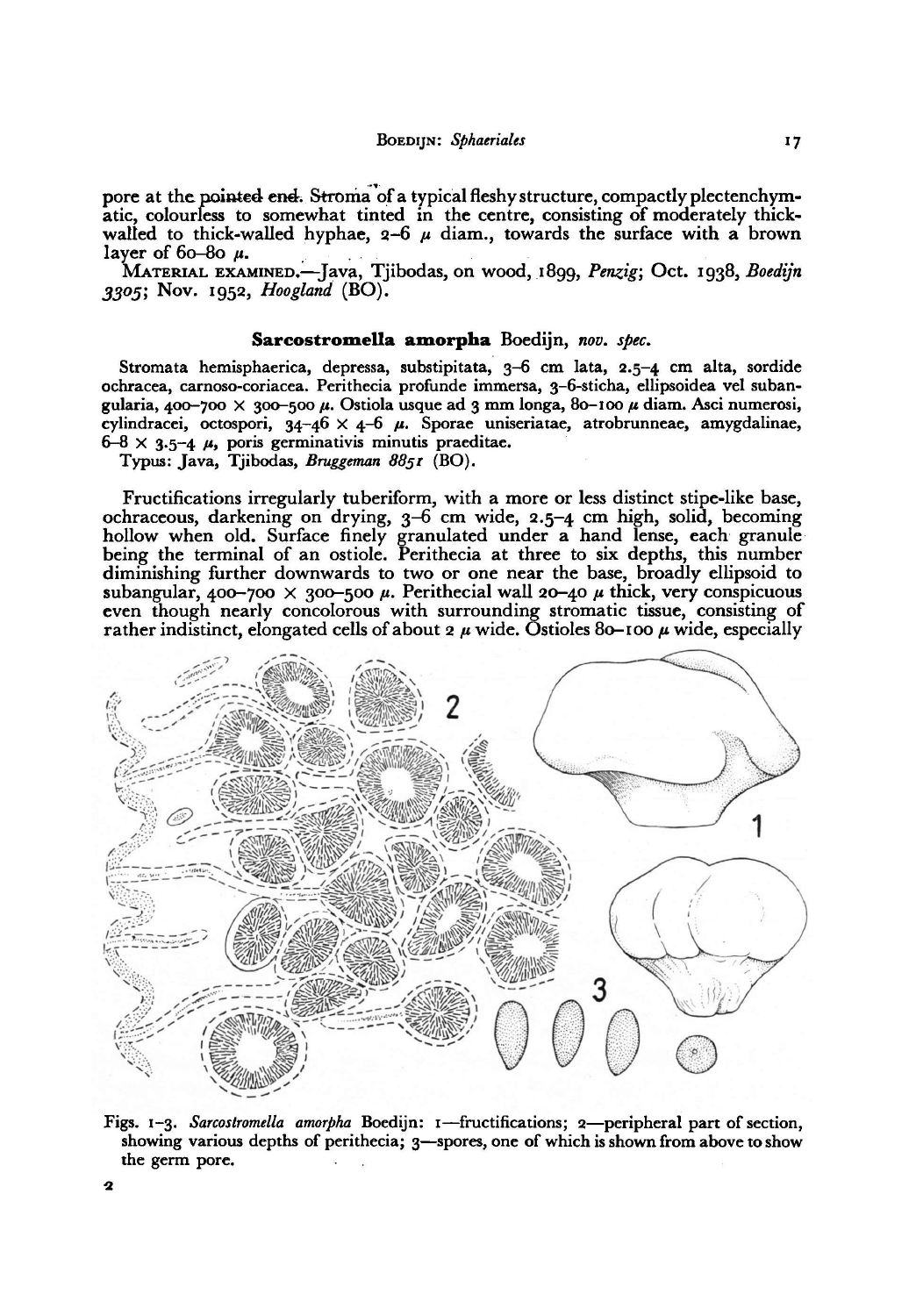pore at the pointed end. Stroma of a typical fleshy structure, compactly plectenchymatic, colourless to somewhat tinted in the centre, consisting of moderately thick-walled to thick-walled hyphae, 2–6 μ diam., towards the surface with a brown layer of 60–80 μ.

MATERIAL EXAMINED.—Java, Tjibodas, on wood, 1899, *Penzig*; Oct. 1938, *Boedijn 3305*; Nov. 1952, *Hoogland* (BO).

### **Sarcostromella amorpha** Boedijn, *nov. spec.*

Stromata hemisphaerica, depressa, substipitata, 3–6 cm lata, 2.5–4 cm alta, sordide ochracea, carnoso-coriacea. Perithecia profunde immersa, 3–6-sticha, ellipsoidea vel subangularia, 400–700 × 300–500 μ. Ostiola usque ad 3 mm longa, 80–100 μ diam. Asci numerosi, cylindracei, octospori, 34–46 × 4–6 μ. Sporae uniseriatae, atrobrunneae, amygdalinae, 6–8 × 3.5–4 μ, poris germinativis minutis praeditae.

Typus: Java, Tjibodas, *Bruggeman 8851* (BO).

Fructifications irregularly tuberiform, with a more or less distinct stipe-like base, ochraceous, darkening on drying, 3–6 cm wide, 2.5–4 cm high, solid, becoming hollow when old. Surface finely granulated under a hand lense, each granule being the terminal of an ostiole. Perithecia at three to six depths, this number diminishing further downwards to two or one near the base, broadly ellipsoid to subangular, 400–700 × 300–500 μ. Perithecial wall 20–40 μ thick, very conspicuous even though nearly concolorous with surrounding stromatic tissue, consisting of rather indistinct, elongated cells of about 2 μ wide. Ostioles 80–100 μ wide, especially

Figs. 1–3. *Sarcostromella amorpha* Boedijn: 1—fructifications; 2—peripheral part of section, showing various depths of perithecia; 3—spores, one of which is shown from above to show the germ pore.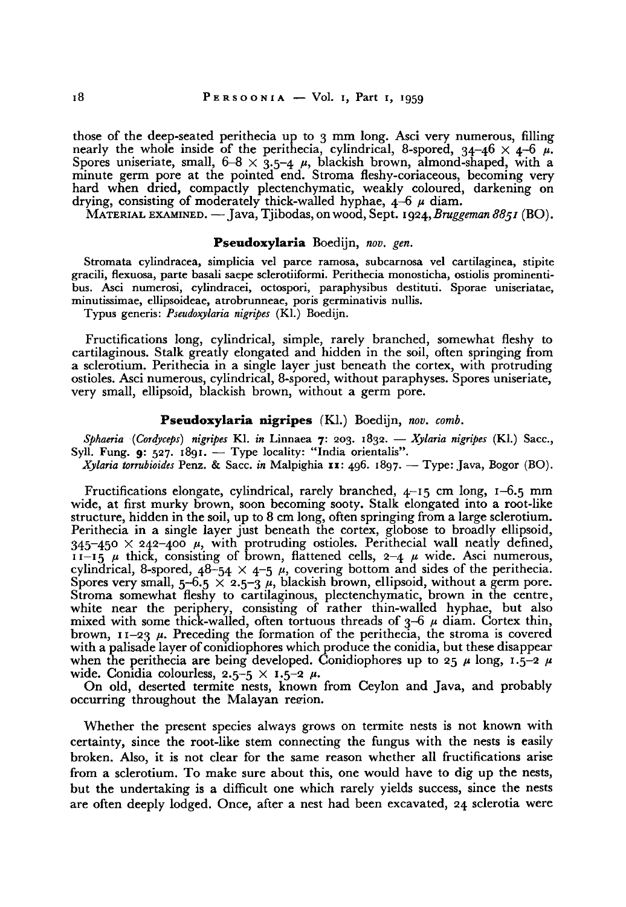those of the deep-seated perithecia up to 3 mm long. Asci very numerous, filling nearly the whole inside of the perithecia, cylindrical, 8-spored, 34–46 × 4–6 μ. Spores uniseriate, small, 6–8 × 3.5–4 μ, blackish brown, almond-shaped, with a minute germ pore at the pointed end. Stroma fleshy-coriaceous, becoming very hard when dried, compactly plectenchymatic, weakly coloured, darkening on drying, consisting of moderately thick-walled hyphae, 4–6 μ diam.

MATERIAL EXAMINED. — Java, Tjibodas, on wood, Sept. 1924, *Bruggeman 8851* (BO).

### **Pseudoxylaria** Boedijn, *nov. gen.*

Stromata cylindracea, simplicia vel parce ramosa, subcarnosa vel cartilaginea, stipite gracili, flexuosa, parte basali saepe sclerotiiformi. Perithecia monosticha, ostiolis prominentibus. Asci numerosi, cylindracei, octospori, paraphysibus destituti. Sporae uniseriatae, minutissimae, ellipsoideae, atrobrunneae, poris germinativis nullis.

Typus generis: *Pseudoxylaria nigripes* (Kl.) Boedijn.

Fructifications long, cylindrical, simple, rarely branched, somewhat fleshy to cartilaginous. Stalk greatly elongated and hidden in the soil, often springing from a sclerotium. Perithecia in a single layer just beneath the cortex, with protruding ostioles. Asci numerous, cylindrical, 8-spored, without paraphyses. Spores uniseriate, very small, ellipsoid, blackish brown, without a germ pore.

### **Pseudoxylaria nigripes** (Kl.) Boedijn, *nov. comb.*

*Sphaeria* (*Cordyceps*) *nigripes* Kl. *in* Linnaea **7**: 203. 1832. — *Xylaria nigripes* (Kl.) Sacc., Syll. Fung. **9**: 527. 1891. — Type locality: "India orientalis".

*Xylaria torrubioides* Penz. & Sacc. *in* Malpighia **11**: 496. 1897. — Type: Java, Bogor (BO).

Fructifications elongate, cylindrical, rarely branched, 4–15 cm long, 1–6.5 mm wide, at first murky brown, soon becoming sooty. Stalk elongated into a root-like structure, hidden in the soil, up to 8 cm long, often springing from a large sclerotium. Perithecia in a single layer just beneath the cortex, globose to broadly ellipsoid, 345–450 × 242–400 μ, with protruding ostioles. Perithecial wall neatly defined, 11–15 μ thick, consisting of brown, flattened cells, 2–4 μ wide. Asci numerous, cylindrical, 8-spored, 48–54 × 4–5 μ, covering bottom and sides of the perithecia. Spores very small, 5–6.5 × 2.5–3 μ, blackish brown, ellipsoid, without a germ pore. Stroma somewhat fleshy to cartilaginous, plectenchymatic, brown in the centre, white near the periphery, consisting of rather thin-walled hyphae, but also mixed with some thick-walled, often tortuous threads of 3–6 μ diam. Cortex thin, brown, 11–23 μ. Preceding the formation of the perithecia, the stroma is covered with a palisade layer of conidiophores which produce the conidia, but these disappear when the perithecia are being developed. Conidiophores up to 25 μ long, 1.5–2 μ wide. Conidia colourless, 2.5–5 × 1.5–2 μ.

On old, deserted termite nests, known from Ceylon and Java, and probably occurring throughout the Malayan region.

Whether the present species always grows on termite nests is not known with certainty, since the root-like stem connecting the fungus with the nests is easily broken. Also, it is not clear for the same reason whether all fructifications arise from a sclerotium. To make sure about this, one would have to dig up the nests, but the undertaking is a difficult one which rarely yields success, since the nests are often deeply lodged. Once, after a nest had been excavated, 24 sclerotia were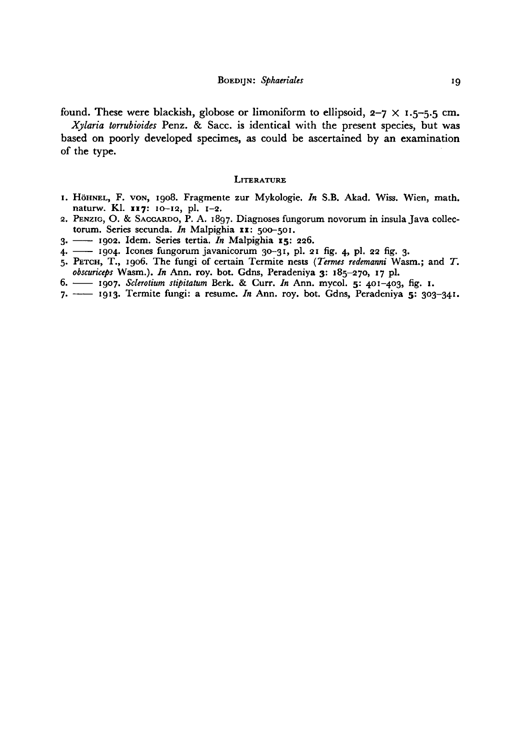found. These were blackish, globose or limoniform to ellipsoid, 2–7 × 1.5–5.5 cm.

*Xylaria torrubioides* Penz. & Sacc. is identical with the present species, but was based on poorly developed specimes, as could be ascertained by an examination of the type.

## Literature

1. Höhnel, F. von, 1908. Fragmente zur Mykologie. *In* S.B. Akad. Wiss. Wien, math. naturw. Kl. **117**: 10–12, pl. 1–2.
2. Penzig, O. & Saccardo, P. A. 1897. Diagnoses fungorum novorum in insula Java collectorum. Series secunda. *In* Malpighia **11**: 500–501.
3. —— 1902. Idem. Series tertia. *In* Malpighia **15**: 226.
4. —— 1904. Icones fungorum javanicorum 30–31, pl. 21 fig. 4, pl. 22 fig. 3.
5. Petch, T., 1906. The fungi of certain Termite nests (*Termes redemanni* Wasm.; and *T. obscuriceps* Wasm.). *In* Ann. roy. bot. Gdns, Peradeniya **3**: 185–270, 17 pl.
6. —— 1907. *Sclerotium stipitatum* Berk. & Curr. *In* Ann. mycol. **5**: 401–403, fig. 1.
7. —— 1913. Termite fungi: a resume. *In* Ann. roy. bot. Gdns, Peradeniya **5**: 303–341.